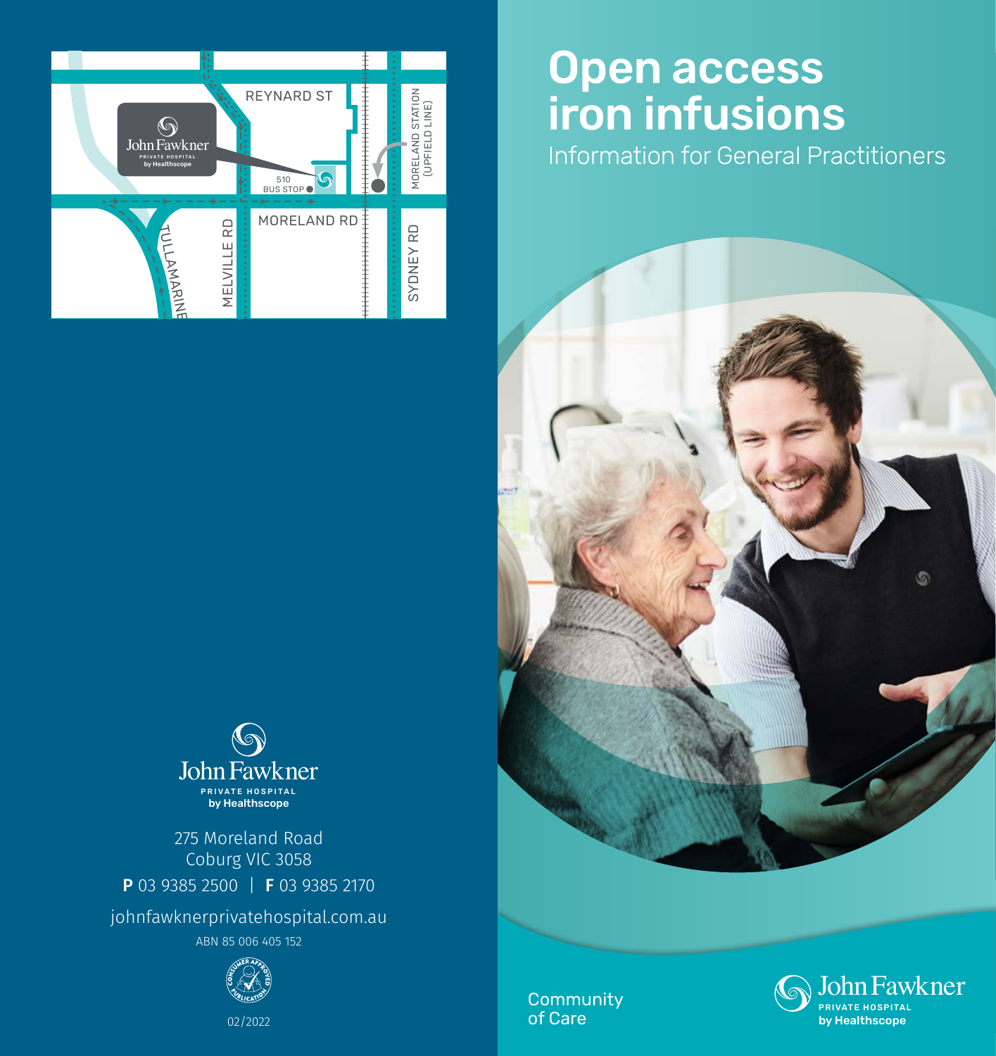# Open access iron infusions

Information for General Practitioners

REYNARD ST

MORELAND RD

MELVILLE RD

SYDNEY RD

TULLAMARINE

MORELAND STATION (UPFIELD LINE)

510 BUS STOP

John Fawkner
PRIVATE HOSPITAL
by Healthscope

275 Moreland Road
Coburg VIC 3058

**P** 03 9385 2500 | **F** 03 9385 2170

johnfawknerprivatehospital.com.au

ABN 85 006 405 152

CONSUMER APPROVED PUBLICATION

02/2022

Community of Care

John Fawkner
PRIVATE HOSPITAL
by Healthscope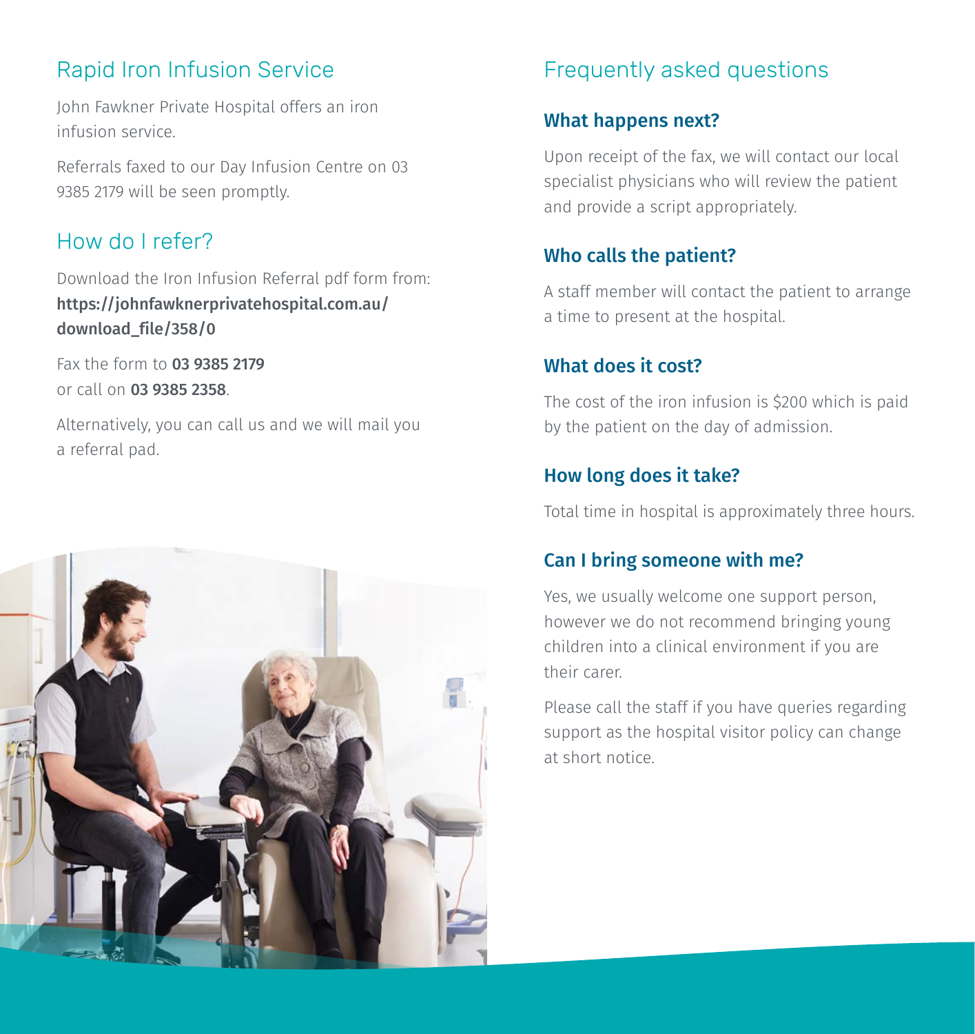## Rapid Iron Infusion Service

John Fawkner Private Hospital offers an iron infusion service.

Referrals faxed to our Day Infusion Centre on 03 9385 2179 will be seen promptly.

## How do I refer?

Download the Iron Infusion Referral pdf form from:
**https://johnfawknerprivatehospital.com.au/download_file/358/0**

Fax the form to **03 9385 2179**
or call on **03 9385 2358**.

Alternatively, you can call us and we will mail you a referral pad.

## Frequently asked questions

### What happens next?

Upon receipt of the fax, we will contact our local specialist physicians who will review the patient and provide a script appropriately.

### Who calls the patient?

A staff member will contact the patient to arrange a time to present at the hospital.

### What does it cost?

The cost of the iron infusion is $200 which is paid by the patient on the day of admission.

### How long does it take?

Total time in hospital is approximately three hours.

### Can I bring someone with me?

Yes, we usually welcome one support person, however we do not recommend bringing young children into a clinical environment if you are their carer.

Please call the staff if you have queries regarding support as the hospital visitor policy can change at short notice.